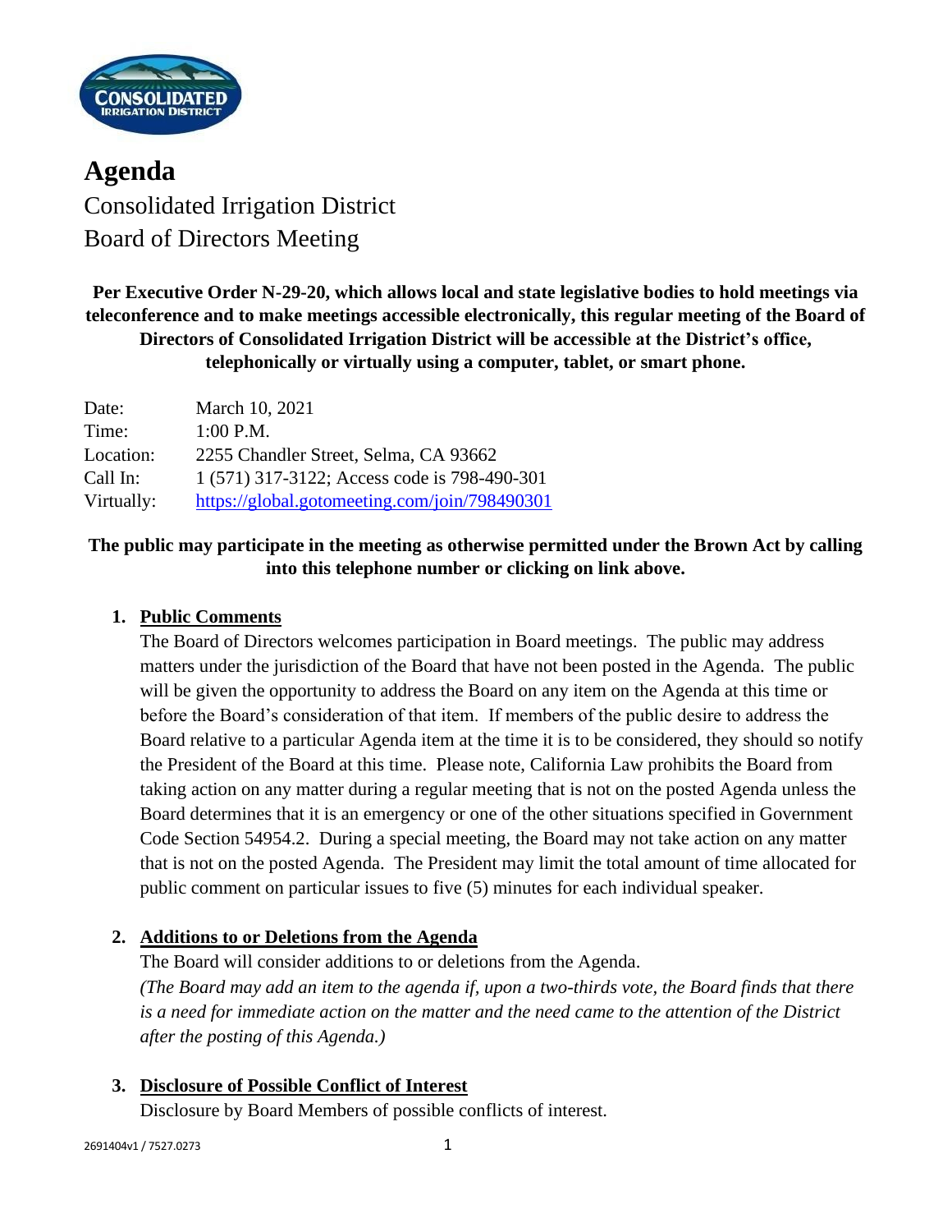# Agenda

Consolidated Irrigation District

Board of Directors Meeting

**Per Executive Order N-29-20, which allows local and state legislative bodies to hold meetings via teleconference and to make meetings accessible electronically, this regular meeting of the Board of Directors of Consolidated Irrigation District will be accessible at the District's office, telephonically or virtually using a computer, tablet, or smart phone.**

| | |
|---|---|
| Date: | March 10, 2021 |
| Time: | 1:00 P.M. |
| Location: | 2255 Chandler Street, Selma, CA 93662 |
| Call In: | 1 (571) 317-3122; Access code is 798-490-301 |
| Virtually: | https://global.gotomeeting.com/join/798490301 |

**The public may participate in the meeting as otherwise permitted under the Brown Act by calling into this telephone number or clicking on link above.**

1. **Public Comments**

   The Board of Directors welcomes participation in Board meetings. The public may address matters under the jurisdiction of the Board that have not been posted in the Agenda. The public will be given the opportunity to address the Board on any item on the Agenda at this time or before the Board's consideration of that item. If members of the public desire to address the Board relative to a particular Agenda item at the time it is to be considered, they should so notify the President of the Board at this time. Please note, California Law prohibits the Board from taking action on any matter during a regular meeting that is not on the posted Agenda unless the Board determines that it is an emergency or one of the other situations specified in Government Code Section 54954.2. During a special meeting, the Board may not take action on any matter that is not on the posted Agenda. The President may limit the total amount of time allocated for public comment on particular issues to five (5) minutes for each individual speaker.

2. **Additions to or Deletions from the Agenda**

   The Board will consider additions to or deletions from the Agenda.

   *(The Board may add an item to the agenda if, upon a two-thirds vote, the Board finds that there is a need for immediate action on the matter and the need came to the attention of the District after the posting of this Agenda.)*

3. **Disclosure of Possible Conflict of Interest**

   Disclosure by Board Members of possible conflicts of interest.

2691404v1 / 7527.0273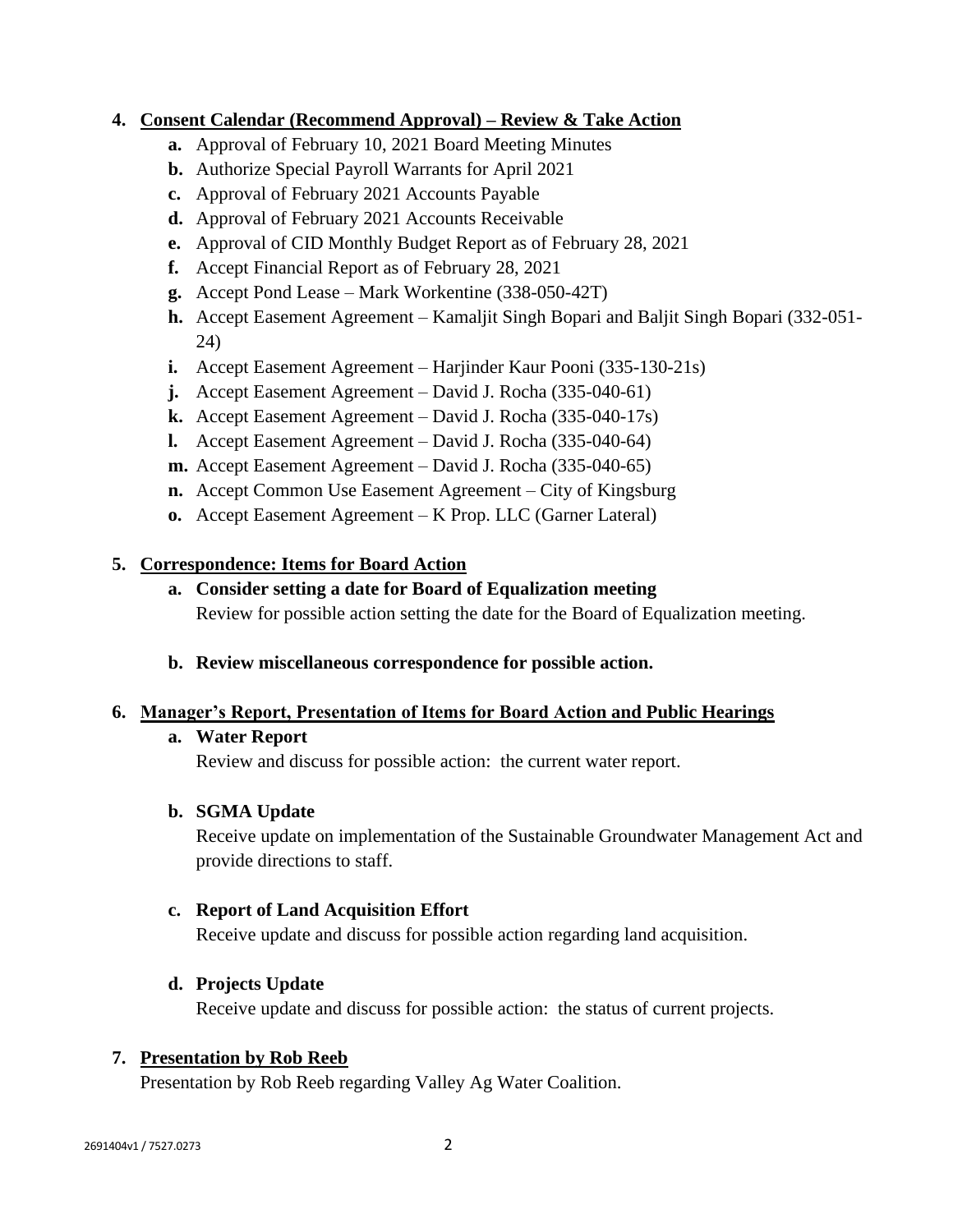4. **Consent Calendar (Recommend Approval) – Review & Take Action**
   - **a.** Approval of February 10, 2021 Board Meeting Minutes
   - **b.** Authorize Special Payroll Warrants for April 2021
   - **c.** Approval of February 2021 Accounts Payable
   - **d.** Approval of February 2021 Accounts Receivable
   - **e.** Approval of CID Monthly Budget Report as of February 28, 2021
   - **f.** Accept Financial Report as of February 28, 2021
   - **g.** Accept Pond Lease – Mark Workentine (338-050-42T)
   - **h.** Accept Easement Agreement – Kamaljit Singh Bopari and Baljit Singh Bopari (332-051-24)
   - **i.** Accept Easement Agreement – Harjinder Kaur Pooni (335-130-21s)
   - **j.** Accept Easement Agreement – David J. Rocha (335-040-61)
   - **k.** Accept Easement Agreement – David J. Rocha (335-040-17s)
   - **l.** Accept Easement Agreement – David J. Rocha (335-040-64)
   - **m.** Accept Easement Agreement – David J. Rocha (335-040-65)
   - **n.** Accept Common Use Easement Agreement – City of Kingsburg
   - **o.** Accept Easement Agreement – K Prop. LLC (Garner Lateral)

5. **Correspondence: Items for Board Action**
   - **a. Consider setting a date for Board of Equalization meeting**
     Review for possible action setting the date for the Board of Equalization meeting.
   - **b. Review miscellaneous correspondence for possible action.**

6. **Manager's Report, Presentation of Items for Board Action and Public Hearings**
   - **a. Water Report**
     Review and discuss for possible action: the current water report.
   - **b. SGMA Update**
     Receive update on implementation of the Sustainable Groundwater Management Act and provide directions to staff.
   - **c. Report of Land Acquisition Effort**
     Receive update and discuss for possible action regarding land acquisition.
   - **d. Projects Update**
     Receive update and discuss for possible action: the status of current projects.

7. **Presentation by Rob Reeb**
   Presentation by Rob Reeb regarding Valley Ag Water Coalition.

2691404v1 / 7527.0273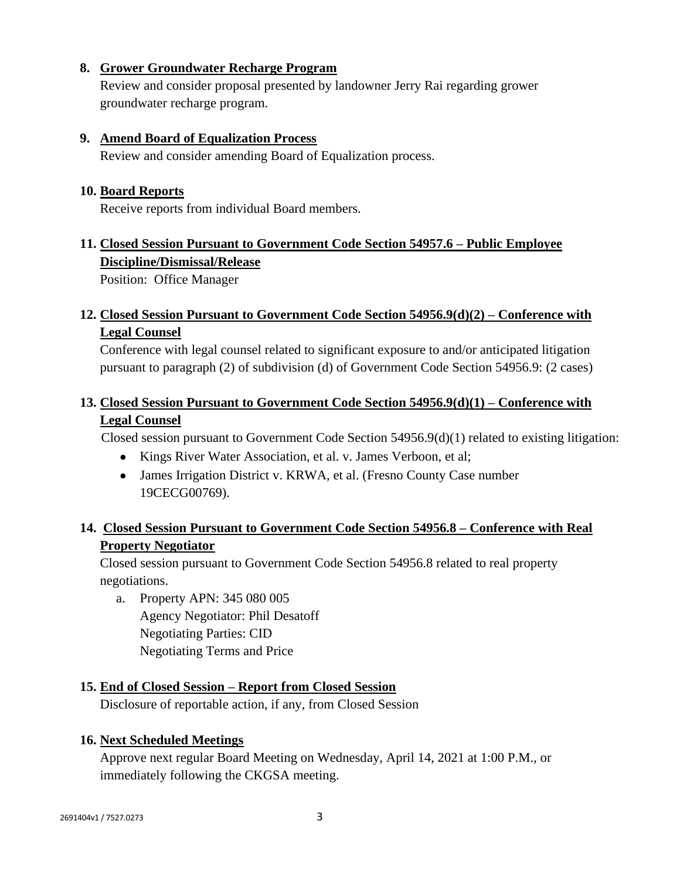8. **Grower Groundwater Recharge Program**

   Review and consider proposal presented by landowner Jerry Rai regarding grower groundwater recharge program.

9. **Amend Board of Equalization Process**

   Review and consider amending Board of Equalization process.

10. **Board Reports**

    Receive reports from individual Board members.

11. **Closed Session Pursuant to Government Code Section 54957.6 – Public Employee Discipline/Dismissal/Release**

    Position: Office Manager

12. **Closed Session Pursuant to Government Code Section 54956.9(d)(2) – Conference with Legal Counsel**

    Conference with legal counsel related to significant exposure to and/or anticipated litigation pursuant to paragraph (2) of subdivision (d) of Government Code Section 54956.9: (2 cases)

13. **Closed Session Pursuant to Government Code Section 54956.9(d)(1) – Conference with Legal Counsel**

    Closed session pursuant to Government Code Section 54956.9(d)(1) related to existing litigation:

    - Kings River Water Association, et al. v. James Verboon, et al;
    - James Irrigation District v. KRWA, et al. (Fresno County Case number 19CECG00769).

14. **Closed Session Pursuant to Government Code Section 54956.8 – Conference with Real Property Negotiator**

    Closed session pursuant to Government Code Section 54956.8 related to real property negotiations.

    a. Property APN: 345 080 005
       Agency Negotiator: Phil Desatoff
       Negotiating Parties: CID
       Negotiating Terms and Price

15. **End of Closed Session – Report from Closed Session**

    Disclosure of reportable action, if any, from Closed Session

16. **Next Scheduled Meetings**

    Approve next regular Board Meeting on Wednesday, April 14, 2021 at 1:00 P.M., or immediately following the CKGSA meeting.

2691404v1 / 7527.0273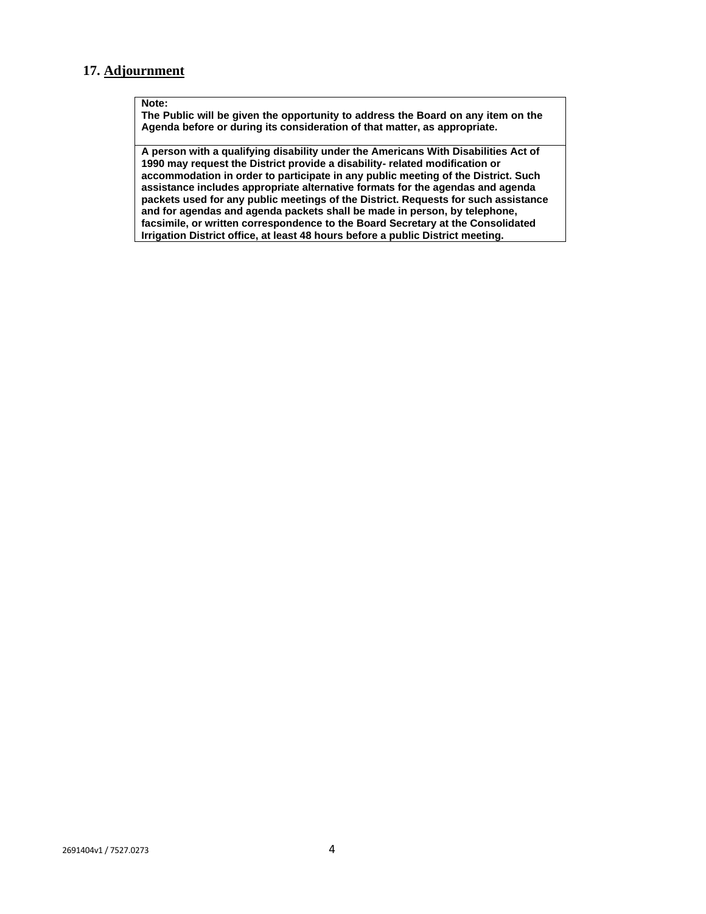## 17. Adjournment

| |
|---|
| **Note:**<br>**The Public will be given the opportunity to address the Board on any item on the Agenda before or during its consideration of that matter, as appropriate.** |
| **A person with a qualifying disability under the Americans With Disabilities Act of 1990 may request the District provide a disability- related modification or accommodation in order to participate in any public meeting of the District. Such assistance includes appropriate alternative formats for the agendas and agenda packets used for any public meetings of the District. Requests for such assistance and for agendas and agenda packets shall be made in person, by telephone, facsimile, or written correspondence to the Board Secretary at the Consolidated Irrigation District office, at least 48 hours before a public District meeting.** |

2691404v1 / 7527.0273